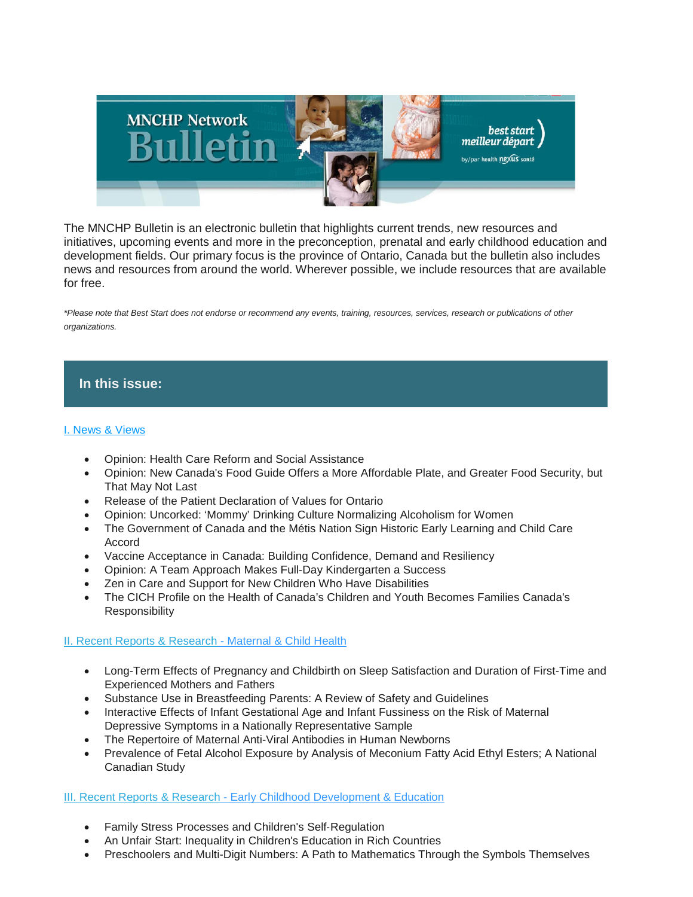# MNCHP Network Bulletin

The MNCHP Bulletin is an electronic bulletin that highlights current trends, new resources and initiatives, upcoming events and more in the preconception, prenatal and early childhood education and development fields. Our primary focus is the province of Ontario, Canada but the bulletin also includes news and resources from around the world. Wherever possible, we include resources that are available for free.

*\*Please note that Best Start does not endorse or recommend any events, training, resources, services, research or publications of other organizations.*

## In this issue:

I. News & Views

- Opinion: Health Care Reform and Social Assistance
- Opinion: New Canada's Food Guide Offers a More Affordable Plate, and Greater Food Security, but That May Not Last
- Release of the Patient Declaration of Values for Ontario
- Opinion: Uncorked: 'Mommy' Drinking Culture Normalizing Alcoholism for Women
- The Government of Canada and the Métis Nation Sign Historic Early Learning and Child Care Accord
- Vaccine Acceptance in Canada: Building Confidence, Demand and Resiliency
- Opinion: A Team Approach Makes Full-Day Kindergarten a Success
- Zen in Care and Support for New Children Who Have Disabilities
- The CICH Profile on the Health of Canada's Children and Youth Becomes Families Canada's Responsibility

II. Recent Reports & Research - Maternal & Child Health

- Long-Term Effects of Pregnancy and Childbirth on Sleep Satisfaction and Duration of First-Time and Experienced Mothers and Fathers
- Substance Use in Breastfeeding Parents: A Review of Safety and Guidelines
- Interactive Effects of Infant Gestational Age and Infant Fussiness on the Risk of Maternal Depressive Symptoms in a Nationally Representative Sample
- The Repertoire of Maternal Anti-Viral Antibodies in Human Newborns
- Prevalence of Fetal Alcohol Exposure by Analysis of Meconium Fatty Acid Ethyl Esters; A National Canadian Study

III. Recent Reports & Research - Early Childhood Development & Education

- Family Stress Processes and Children's Self-Regulation
- An Unfair Start: Inequality in Children's Education in Rich Countries
- Preschoolers and Multi-Digit Numbers: A Path to Mathematics Through the Symbols Themselves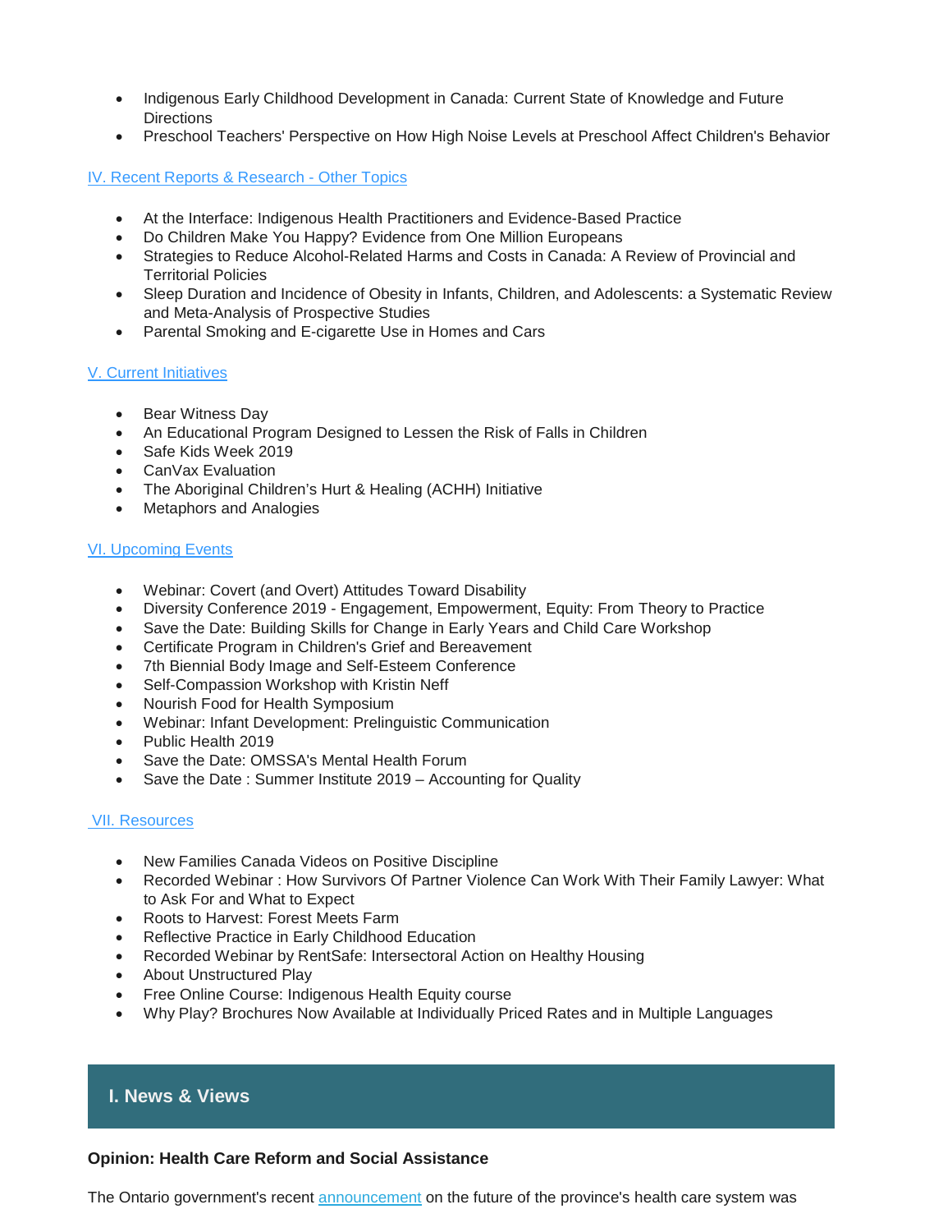- Indigenous Early Childhood Development in Canada: Current State of Knowledge and Future Directions
- Preschool Teachers' Perspective on How High Noise Levels at Preschool Affect Children's Behavior

[IV. Recent Reports & Research - Other Topics]

- At the Interface: Indigenous Health Practitioners and Evidence-Based Practice
- Do Children Make You Happy? Evidence from One Million Europeans
- Strategies to Reduce Alcohol-Related Harms and Costs in Canada: A Review of Provincial and Territorial Policies
- Sleep Duration and Incidence of Obesity in Infants, Children, and Adolescents: a Systematic Review and Meta-Analysis of Prospective Studies
- Parental Smoking and E-cigarette Use in Homes and Cars

[V. Current Initiatives]

- Bear Witness Day
- An Educational Program Designed to Lessen the Risk of Falls in Children
- Safe Kids Week 2019
- CanVax Evaluation
- The Aboriginal Children's Hurt & Healing (ACHH) Initiative
- Metaphors and Analogies

[VI. Upcoming Events]

- Webinar: Covert (and Overt) Attitudes Toward Disability
- Diversity Conference 2019 - Engagement, Empowerment, Equity: From Theory to Practice
- Save the Date: Building Skills for Change in Early Years and Child Care Workshop
- Certificate Program in Children's Grief and Bereavement
- 7th Biennial Body Image and Self-Esteem Conference
- Self-Compassion Workshop with Kristin Neff
- Nourish Food for Health Symposium
- Webinar: Infant Development: Prelinguistic Communication
- Public Health 2019
- Save the Date: OMSSA's Mental Health Forum
- Save the Date : Summer Institute 2019 – Accounting for Quality

[VII. Resources]

- New Families Canada Videos on Positive Discipline
- Recorded Webinar : How Survivors Of Partner Violence Can Work With Their Family Lawyer: What to Ask For and What to Expect
- Roots to Harvest: Forest Meets Farm
- Reflective Practice in Early Childhood Education
- Recorded Webinar by RentSafe: Intersectoral Action on Healthy Housing
- About Unstructured Play
- Free Online Course: Indigenous Health Equity course
- Why Play? Brochures Now Available at Individually Priced Rates and in Multiple Languages

## I. News & Views

**Opinion: Health Care Reform and Social Assistance**

The Ontario government's recent announcement on the future of the province's health care system was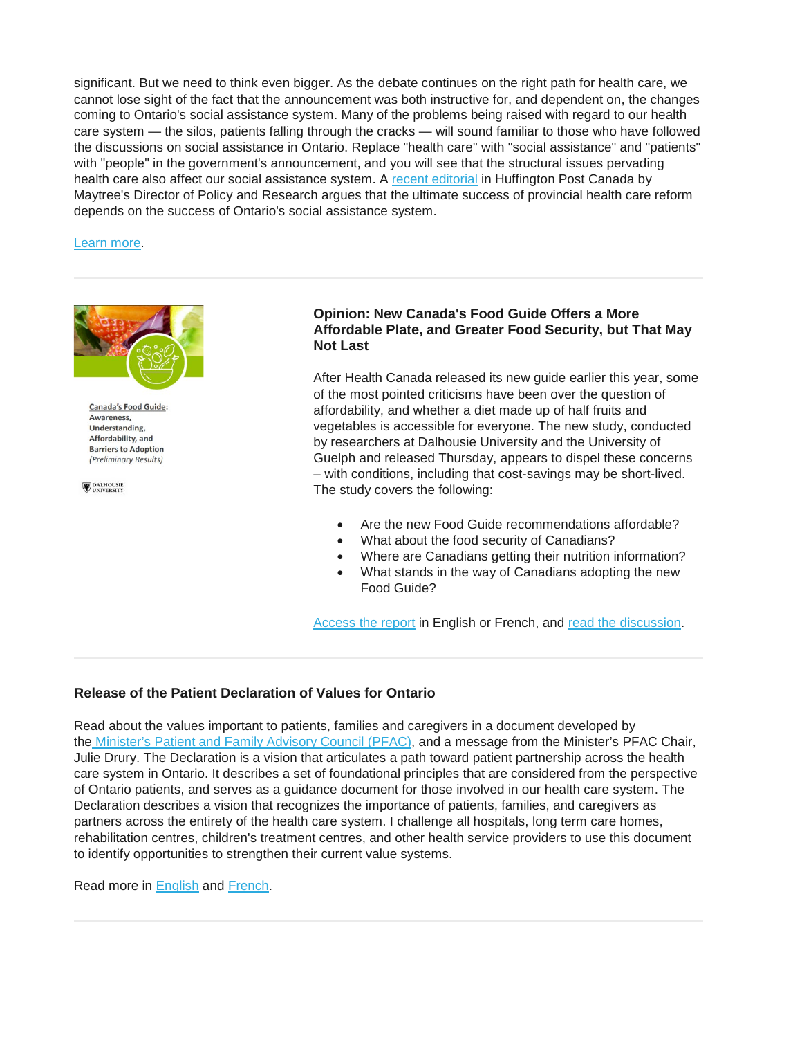significant. But we need to think even bigger. As the debate continues on the right path for health care, we cannot lose sight of the fact that the announcement was both instructive for, and dependent on, the changes coming to Ontario's social assistance system. Many of the problems being raised with regard to our health care system — the silos, patients falling through the cracks — will sound familiar to those who have followed the discussions on social assistance in Ontario. Replace "health care" with "social assistance" and "patients" with "people" in the government's announcement, and you will see that the structural issues pervading health care also affect our social assistance system. A recent editorial in Huffington Post Canada by Maytree's Director of Policy and Research argues that the ultimate success of provincial health care reform depends on the success of Ontario's social assistance system.

Learn more.

---

Canada's Food Guide: Awareness, Understanding, Affordability, and Barriers to Adoption *(Preliminary Results)*

Dalhousie University

**Opinion: New Canada's Food Guide Offers a More Affordable Plate, and Greater Food Security, but That May Not Last**

After Health Canada released its new guide earlier this year, some of the most pointed criticisms have been over the question of affordability, and whether a diet made up of half fruits and vegetables is accessible for everyone. The new study, conducted by researchers at Dalhousie University and the University of Guelph and released Thursday, appears to dispel these concerns – with conditions, including that cost-savings may be short-lived. The study covers the following:

- Are the new Food Guide recommendations affordable?
- What about the food security of Canadians?
- Where are Canadians getting their nutrition information?
- What stands in the way of Canadians adopting the new Food Guide?

Access the report in English or French, and read the discussion.

---

**Release of the Patient Declaration of Values for Ontario**

Read about the values important to patients, families and caregivers in a document developed by the Minister's Patient and Family Advisory Council (PFAC), and a message from the Minister's PFAC Chair, Julie Drury. The Declaration is a vision that articulates a path toward patient partnership across the health care system in Ontario. It describes a set of foundational principles that are considered from the perspective of Ontario patients, and serves as a guidance document for those involved in our health care system. The Declaration describes a vision that recognizes the importance of patients, families, and caregivers as partners across the entirety of the health care system. I challenge all hospitals, long term care homes, rehabilitation centres, children's treatment centres, and other health service providers to use this document to identify opportunities to strengthen their current value systems.

Read more in English and French.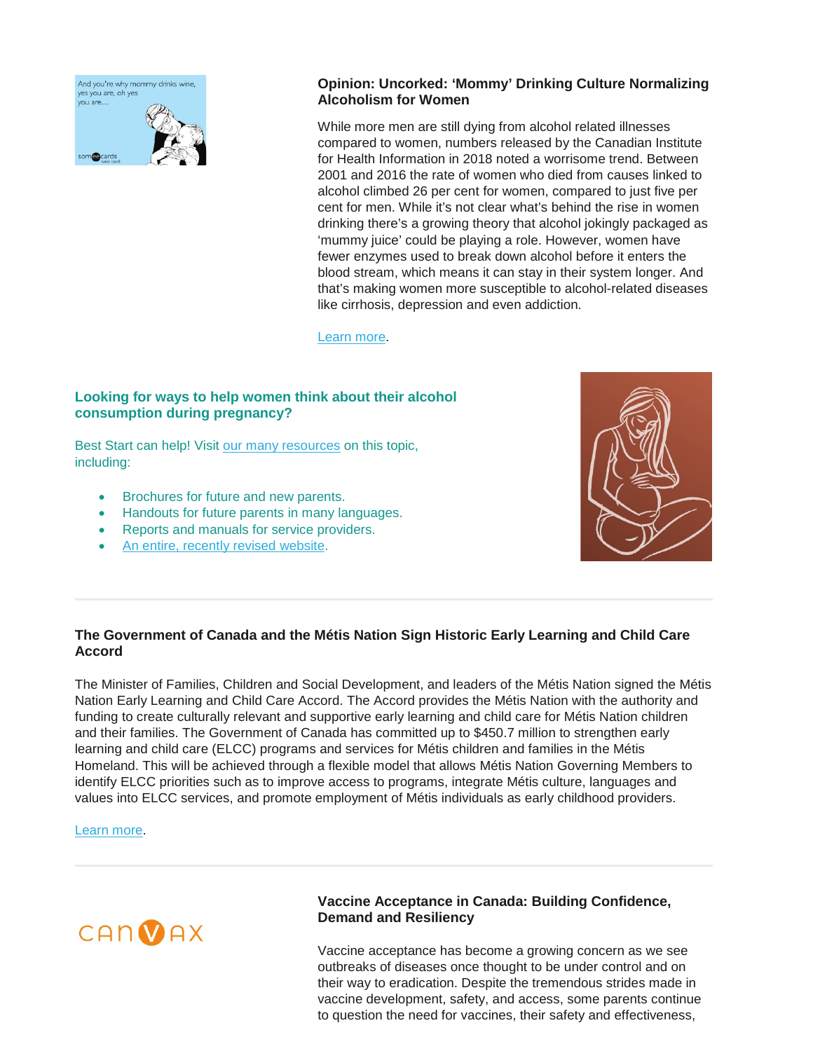### Opinion: Uncorked: 'Mommy' Drinking Culture Normalizing Alcoholism for Women

While more men are still dying from alcohol related illnesses compared to women, numbers released by the Canadian Institute for Health Information in 2018 noted a worrisome trend. Between 2001 and 2016 the rate of women who died from causes linked to alcohol climbed 26 per cent for women, compared to just five per cent for men. While it's not clear what's behind the rise in women drinking there's a growing theory that alcohol jokingly packaged as 'mummy juice' could be playing a role. However, women have fewer enzymes used to break down alcohol before it enters the blood stream, which means it can stay in their system longer. And that's making women more susceptible to alcohol-related diseases like cirrhosis, depression and even addiction.

Learn more.

### Looking for ways to help women think about their alcohol consumption during pregnancy?

Best Start can help! Visit our many resources on this topic, including:

- Brochures for future and new parents.
- Handouts for future parents in many languages.
- Reports and manuals for service providers.
- An entire, recently revised website.

---

### The Government of Canada and the Métis Nation Sign Historic Early Learning and Child Care Accord

The Minister of Families, Children and Social Development, and leaders of the Métis Nation signed the Métis Nation Early Learning and Child Care Accord. The Accord provides the Métis Nation with the authority and funding to create culturally relevant and supportive early learning and child care for Métis Nation children and their families. The Government of Canada has committed up to $450.7 million to strengthen early learning and child care (ELCC) programs and services for Métis children and families in the Métis Homeland. This will be achieved through a flexible model that allows Métis Nation Governing Members to identify ELCC priorities such as to improve access to programs, integrate Métis culture, languages and values into ELCC services, and promote employment of Métis individuals as early childhood providers.

Learn more.

---

### Vaccine Acceptance in Canada: Building Confidence, Demand and Resiliency

Vaccine acceptance has become a growing concern as we see outbreaks of diseases once thought to be under control and on their way to eradication. Despite the tremendous strides made in vaccine development, safety, and access, some parents continue to question the need for vaccines, their safety and effectiveness,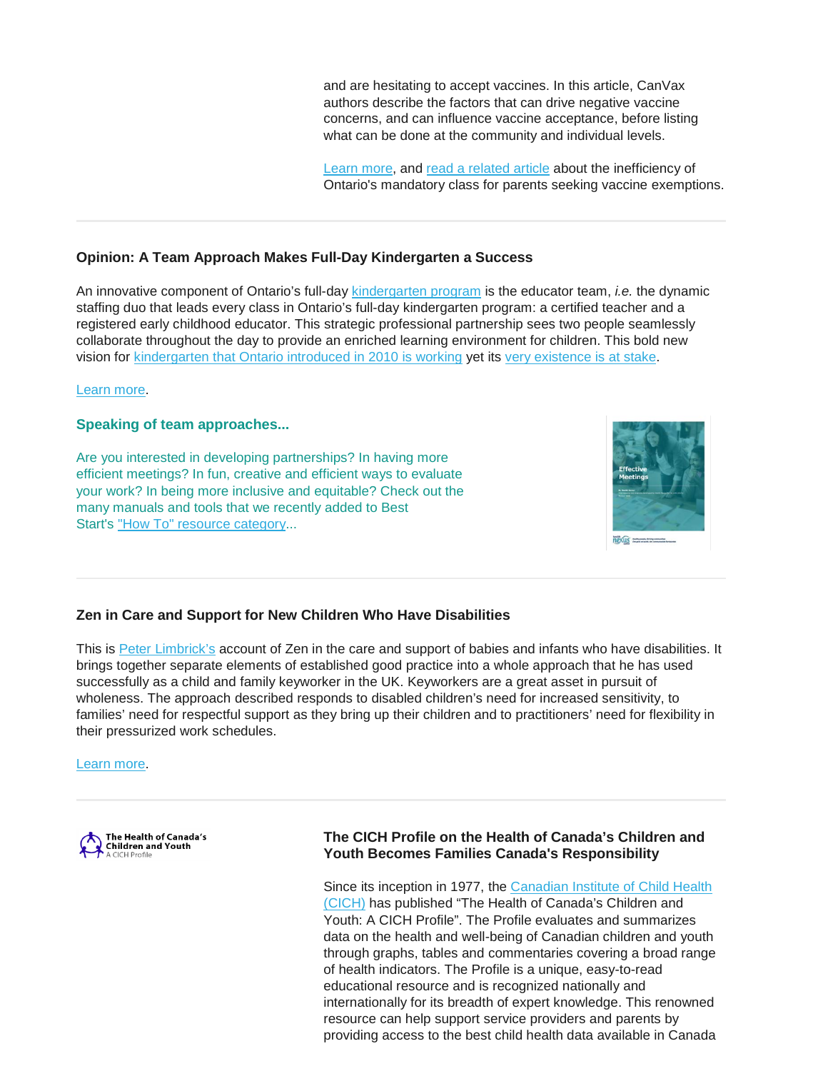and are hesitating to accept vaccines. In this article, CanVax authors describe the factors that can drive negative vaccine concerns, and can influence vaccine acceptance, before listing what can be done at the community and individual levels.

Learn more, and read a related article about the inefficiency of Ontario's mandatory class for parents seeking vaccine exemptions.

---

### Opinion: A Team Approach Makes Full-Day Kindergarten a Success

An innovative component of Ontario's full-day kindergarten program is the educator team, *i.e.* the dynamic staffing duo that leads every class in Ontario's full-day kindergarten program: a certified teacher and a registered early childhood educator. This strategic professional partnership sees two people seamlessly collaborate throughout the day to provide an enriched learning environment for children. This bold new vision for kindergarten that Ontario introduced in 2010 is working yet its very existence is at stake.

Learn more.

### Speaking of team approaches...

Are you interested in developing partnerships? In having more efficient meetings? In fun, creative and efficient ways to evaluate your work? In being more inclusive and equitable? Check out the many manuals and tools that we recently added to Best Start's "How To" resource category...

---

### Zen in Care and Support for New Children Who Have Disabilities

This is Peter Limbrick's account of Zen in the care and support of babies and infants who have disabilities. It brings together separate elements of established good practice into a whole approach that he has used successfully as a child and family keyworker in the UK. Keyworkers are a great asset in pursuit of wholeness. The approach described responds to disabled children's need for increased sensitivity, to families' need for respectful support as they bring up their children and to practitioners' need for flexibility in their pressurized work schedules.

Learn more.

---

The Health of Canada's Children and Youth
A CICH Profile

### The CICH Profile on the Health of Canada's Children and Youth Becomes Families Canada's Responsibility

Since its inception in 1977, the Canadian Institute of Child Health (CICH) has published "The Health of Canada's Children and Youth: A CICH Profile". The Profile evaluates and summarizes data on the health and well-being of Canadian children and youth through graphs, tables and commentaries covering a broad range of health indicators. The Profile is a unique, easy-to-read educational resource and is recognized nationally and internationally for its breadth of expert knowledge. This renowned resource can help support service providers and parents by providing access to the best child health data available in Canada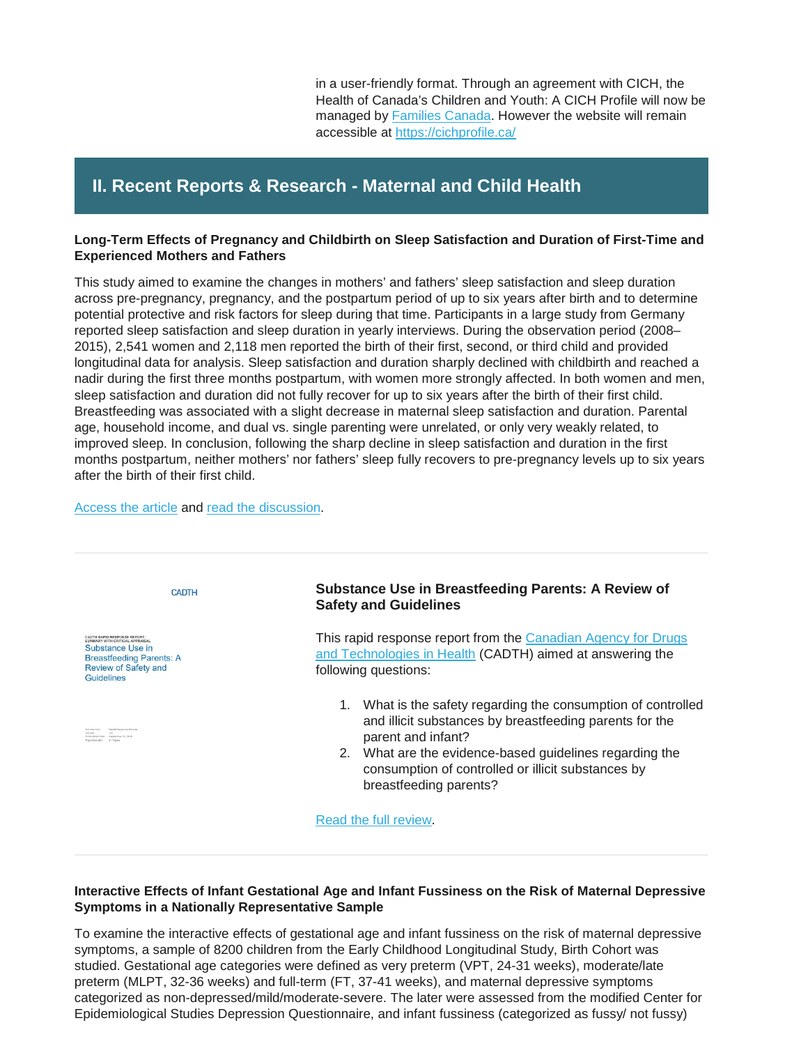in a user-friendly format. Through an agreement with CICH, the Health of Canada's Children and Youth: A CICH Profile will now be managed by Families Canada. However the website will remain accessible at https://cichprofile.ca/

## II. Recent Reports & Research - Maternal and Child Health

**Long-Term Effects of Pregnancy and Childbirth on Sleep Satisfaction and Duration of First-Time and Experienced Mothers and Fathers**

This study aimed to examine the changes in mothers' and fathers' sleep satisfaction and sleep duration across pre-pregnancy, pregnancy, and the postpartum period of up to six years after birth and to determine potential protective and risk factors for sleep during that time. Participants in a large study from Germany reported sleep satisfaction and sleep duration in yearly interviews. During the observation period (2008–2015), 2,541 women and 2,118 men reported the birth of their first, second, or third child and provided longitudinal data for analysis. Sleep satisfaction and duration sharply declined with childbirth and reached a nadir during the first three months postpartum, with women more strongly affected. In both women and men, sleep satisfaction and duration did not fully recover for up to six years after the birth of their first child. Breastfeeding was associated with a slight decrease in maternal sleep satisfaction and duration. Parental age, household income, and dual vs. single parenting were unrelated, or only very weakly related, to improved sleep. In conclusion, following the sharp decline in sleep satisfaction and duration in the first months postpartum, neither mothers' nor fathers' sleep fully recovers to pre-pregnancy levels up to six years after the birth of their first child.

Access the article and read the discussion.

---

**Substance Use in Breastfeeding Parents: A Review of Safety and Guidelines**

This rapid response report from the Canadian Agency for Drugs and Technologies in Health (CADTH) aimed at answering the following questions:

1. What is the safety regarding the consumption of controlled and illicit substances by breastfeeding parents for the parent and infant?
2. What are the evidence-based guidelines regarding the consumption of controlled or illicit substances by breastfeeding parents?

Read the full review.

---

**Interactive Effects of Infant Gestational Age and Infant Fussiness on the Risk of Maternal Depressive Symptoms in a Nationally Representative Sample**

To examine the interactive effects of gestational age and infant fussiness on the risk of maternal depressive symptoms, a sample of 8200 children from the Early Childhood Longitudinal Study, Birth Cohort was studied. Gestational age categories were defined as very preterm (VPT, 24-31 weeks), moderate/late preterm (MLPT, 32-36 weeks) and full-term (FT, 37-41 weeks), and maternal depressive symptoms categorized as non-depressed/mild/moderate-severe. The later were assessed from the modified Center for Epidemiological Studies Depression Questionnaire, and infant fussiness (categorized as fussy/ not fussy)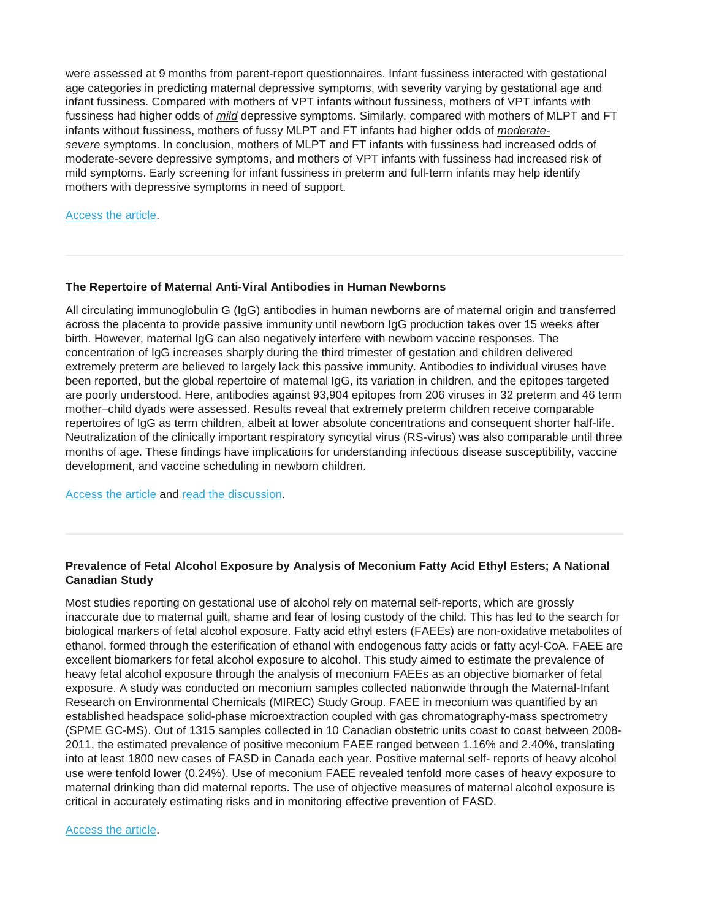were assessed at 9 months from parent-report questionnaires. Infant fussiness interacted with gestational age categories in predicting maternal depressive symptoms, with severity varying by gestational age and infant fussiness. Compared with mothers of VPT infants without fussiness, mothers of VPT infants with fussiness had higher odds of ***mild*** depressive symptoms. Similarly, compared with mothers of MLPT and FT infants without fussiness, mothers of fussy MLPT and FT infants had higher odds of ***moderate-severe*** symptoms. In conclusion, mothers of MLPT and FT infants with fussiness had increased odds of moderate-severe depressive symptoms, and mothers of VPT infants with fussiness had increased risk of mild symptoms. Early screening for infant fussiness in preterm and full-term infants may help identify mothers with depressive symptoms in need of support.

Access the article.

---

**The Repertoire of Maternal Anti-Viral Antibodies in Human Newborns**

All circulating immunoglobulin G (IgG) antibodies in human newborns are of maternal origin and transferred across the placenta to provide passive immunity until newborn IgG production takes over 15 weeks after birth. However, maternal IgG can also negatively interfere with newborn vaccine responses. The concentration of IgG increases sharply during the third trimester of gestation and children delivered extremely preterm are believed to largely lack this passive immunity. Antibodies to individual viruses have been reported, but the global repertoire of maternal IgG, its variation in children, and the epitopes targeted are poorly understood. Here, antibodies against 93,904 epitopes from 206 viruses in 32 preterm and 46 term mother–child dyads were assessed. Results reveal that extremely preterm children receive comparable repertoires of IgG as term children, albeit at lower absolute concentrations and consequent shorter half-life. Neutralization of the clinically important respiratory syncytial virus (RS-virus) was also comparable until three months of age. These findings have implications for understanding infectious disease susceptibility, vaccine development, and vaccine scheduling in newborn children.

Access the article and read the discussion.

---

**Prevalence of Fetal Alcohol Exposure by Analysis of Meconium Fatty Acid Ethyl Esters; A National Canadian Study**

Most studies reporting on gestational use of alcohol rely on maternal self-reports, which are grossly inaccurate due to maternal guilt, shame and fear of losing custody of the child. This has led to the search for biological markers of fetal alcohol exposure. Fatty acid ethyl esters (FAEEs) are non-oxidative metabolites of ethanol, formed through the esterification of ethanol with endogenous fatty acids or fatty acyl-CoA. FAEE are excellent biomarkers for fetal alcohol exposure to alcohol. This study aimed to estimate the prevalence of heavy fetal alcohol exposure through the analysis of meconium FAEEs as an objective biomarker of fetal exposure. A study was conducted on meconium samples collected nationwide through the Maternal-Infant Research on Environmental Chemicals (MIREC) Study Group. FAEE in meconium was quantified by an established headspace solid-phase microextraction coupled with gas chromatography-mass spectrometry (SPME GC-MS). Out of 1315 samples collected in 10 Canadian obstetric units coast to coast between 2008-2011, the estimated prevalence of positive meconium FAEE ranged between 1.16% and 2.40%, translating into at least 1800 new cases of FASD in Canada each year. Positive maternal self- reports of heavy alcohol use were tenfold lower (0.24%). Use of meconium FAEE revealed tenfold more cases of heavy exposure to maternal drinking than did maternal reports. The use of objective measures of maternal alcohol exposure is critical in accurately estimating risks and in monitoring effective prevention of FASD.

Access the article.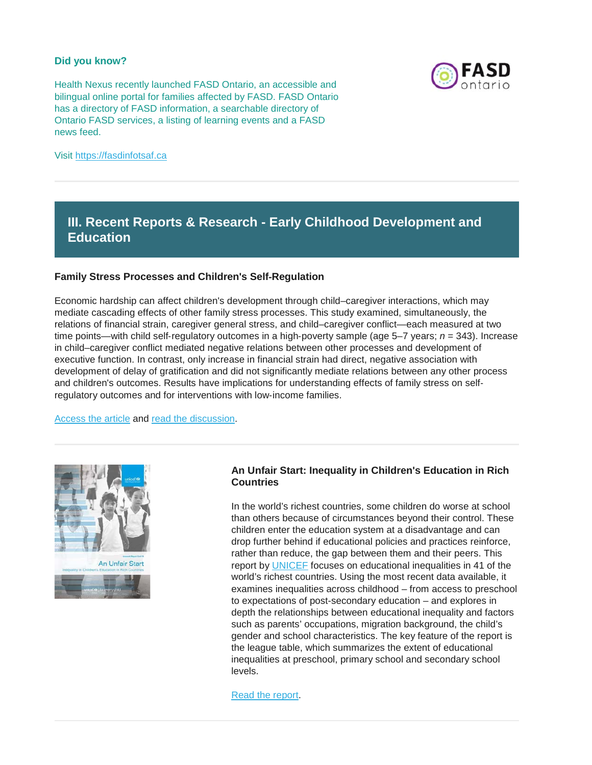**Did you know?**

Health Nexus recently launched FASD Ontario, an accessible and bilingual online portal for families affected by FASD. FASD Ontario has a directory of FASD information, a searchable directory of Ontario FASD services, a listing of learning events and a FASD news feed.

Visit https://fasdinfotsaf.ca

## III. Recent Reports & Research - Early Childhood Development and Education

### Family Stress Processes and Children's Self-Regulation

Economic hardship can affect children's development through child–caregiver interactions, which may mediate cascading effects of other family stress processes. This study examined, simultaneously, the relations of financial strain, caregiver general stress, and child–caregiver conflict—each measured at two time points—with child self-regulatory outcomes in a high-poverty sample (age 5–7 years; $n$ = 343). Increase in child–caregiver conflict mediated negative relations between other processes and development of executive function. In contrast, only increase in financial strain had direct, negative association with development of delay of gratification and did not significantly mediate relations between any other process and children's outcomes. Results have implications for understanding effects of family stress on self-regulatory outcomes and for interventions with low-income families.

Access the article and read the discussion.

### An Unfair Start: Inequality in Children's Education in Rich Countries

In the world's richest countries, some children do worse at school than others because of circumstances beyond their control. These children enter the education system at a disadvantage and can drop further behind if educational policies and practices reinforce, rather than reduce, the gap between them and their peers. This report by UNICEF focuses on educational inequalities in 41 of the world's richest countries. Using the most recent data available, it examines inequalities across childhood – from access to preschool to expectations of post-secondary education – and explores in depth the relationships between educational inequality and factors such as parents' occupations, migration background, the child's gender and school characteristics. The key feature of the report is the league table, which summarizes the extent of educational inequalities at preschool, primary school and secondary school levels.

Read the report.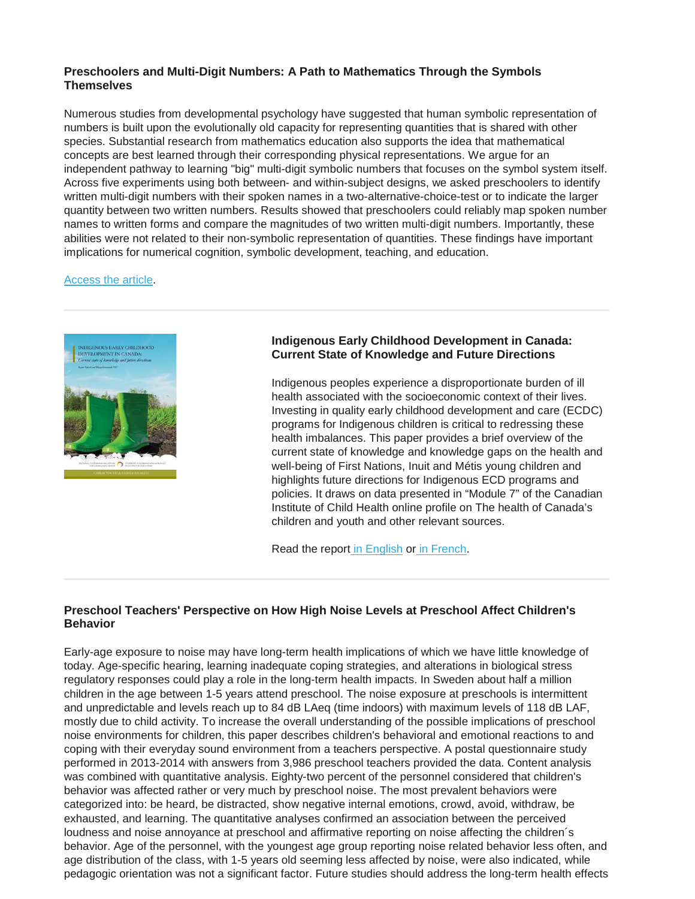**Preschoolers and Multi-Digit Numbers: A Path to Mathematics Through the Symbols Themselves**

Numerous studies from developmental psychology have suggested that human symbolic representation of numbers is built upon the evolutionally old capacity for representing quantities that is shared with other species. Substantial research from mathematics education also supports the idea that mathematical concepts are best learned through their corresponding physical representations. We argue for an independent pathway to learning "big" multi-digit symbolic numbers that focuses on the symbol system itself. Across five experiments using both between- and within-subject designs, we asked preschoolers to identify written multi-digit numbers with their spoken names in a two-alternative-choice-test or to indicate the larger quantity between two written numbers. Results showed that preschoolers could reliably map spoken number names to written forms and compare the magnitudes of two written multi-digit numbers. Importantly, these abilities were not related to their non-symbolic representation of quantities. These findings have important implications for numerical cognition, symbolic development, teaching, and education.

Access the article.

---

**Indigenous Early Childhood Development in Canada: Current State of Knowledge and Future Directions**

Indigenous peoples experience a disproportionate burden of ill health associated with the socioeconomic context of their lives. Investing in quality early childhood development and care (ECDC) programs for Indigenous children is critical to redressing these health imbalances. This paper provides a brief overview of the current state of knowledge and knowledge gaps on the health and well-being of First Nations, Inuit and Métis young children and highlights future directions for Indigenous ECD programs and policies. It draws on data presented in "Module 7" of the Canadian Institute of Child Health online profile on The health of Canada's children and youth and other relevant sources.

Read the report in English or in French.

---

**Preschool Teachers' Perspective on How High Noise Levels at Preschool Affect Children's Behavior**

Early-age exposure to noise may have long-term health implications of which we have little knowledge of today. Age-specific hearing, learning inadequate coping strategies, and alterations in biological stress regulatory responses could play a role in the long-term health impacts. In Sweden about half a million children in the age between 1-5 years attend preschool. The noise exposure at preschools is intermittent and unpredictable and levels reach up to 84 dB LAeq (time indoors) with maximum levels of 118 dB LAF, mostly due to child activity. To increase the overall understanding of the possible implications of preschool noise environments for children, this paper describes children's behavioral and emotional reactions to and coping with their everyday sound environment from a teachers perspective. A postal questionnaire study performed in 2013-2014 with answers from 3,986 preschool teachers provided the data. Content analysis was combined with quantitative analysis. Eighty-two percent of the personnel considered that children's behavior was affected rather or very much by preschool noise. The most prevalent behaviors were categorized into: be heard, be distracted, show negative internal emotions, crowd, avoid, withdraw, be exhausted, and learning. The quantitative analyses confirmed an association between the perceived loudness and noise annoyance at preschool and affirmative reporting on noise affecting the children´s behavior. Age of the personnel, with the youngest age group reporting noise related behavior less often, and age distribution of the class, with 1-5 years old seeming less affected by noise, were also indicated, while pedagogic orientation was not a significant factor. Future studies should address the long-term health effects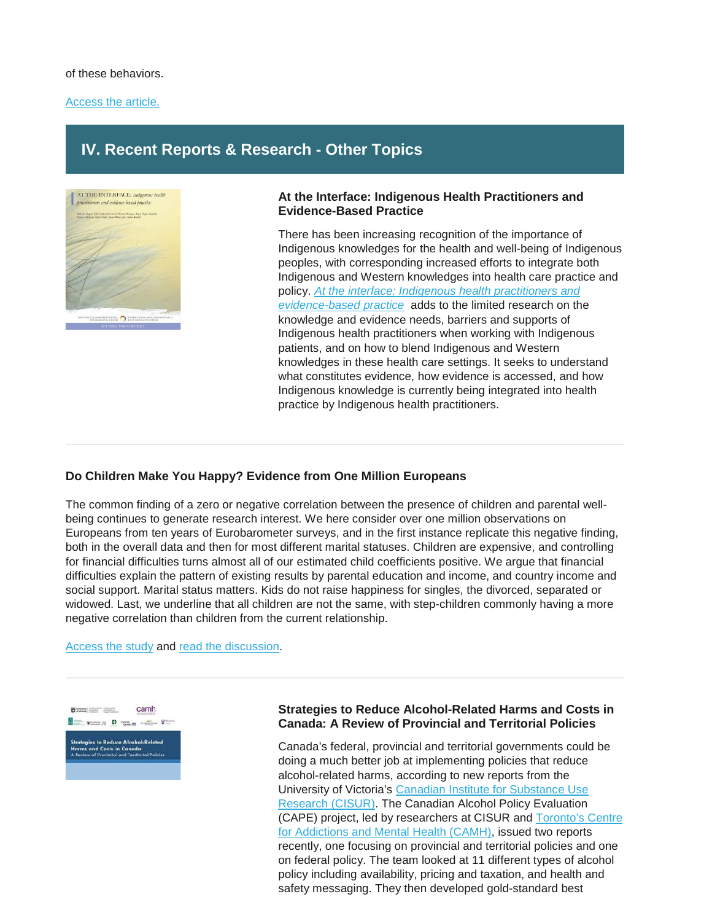of these behaviors.

Access the article.

## IV. Recent Reports & Research - Other Topics

### At the Interface: Indigenous Health Practitioners and Evidence-Based Practice

There has been increasing recognition of the importance of Indigenous knowledges for the health and well-being of Indigenous peoples, with corresponding increased efforts to integrate both Indigenous and Western knowledges into health care practice and policy. *At the interface: Indigenous health practitioners and evidence-based practice* adds to the limited research on the knowledge and evidence needs, barriers and supports of Indigenous health practitioners when working with Indigenous patients, and on how to blend Indigenous and Western knowledges in these health care settings. It seeks to understand what constitutes evidence, how evidence is accessed, and how Indigenous knowledge is currently being integrated into health practice by Indigenous health practitioners.

---

### Do Children Make You Happy? Evidence from One Million Europeans

The common finding of a zero or negative correlation between the presence of children and parental well-being continues to generate research interest. We here consider over one million observations on Europeans from ten years of Eurobarometer surveys, and in the first instance replicate this negative finding, both in the overall data and then for most different marital statuses. Children are expensive, and controlling for financial difficulties turns almost all of our estimated child coefficients positive. We argue that financial difficulties explain the pattern of existing results by parental education and income, and country income and social support. Marital status matters. Kids do not raise happiness for singles, the divorced, separated or widowed. Last, we underline that all children are not the same, with step-children commonly having a more negative correlation than children from the current relationship.

Access the study and read the discussion.

---

### Strategies to Reduce Alcohol-Related Harms and Costs in Canada: A Review of Provincial and Territorial Policies

Canada's federal, provincial and territorial governments could be doing a much better job at implementing policies that reduce alcohol-related harms, according to new reports from the University of Victoria's Canadian Institute for Substance Use Research (CISUR). The Canadian Alcohol Policy Evaluation (CAPE) project, led by researchers at CISUR and Toronto's Centre for Addictions and Mental Health (CAMH), issued two reports recently, one focusing on provincial and territorial policies and one on federal policy. The team looked at 11 different types of alcohol policy including availability, pricing and taxation, and health and safety messaging. They then developed gold-standard best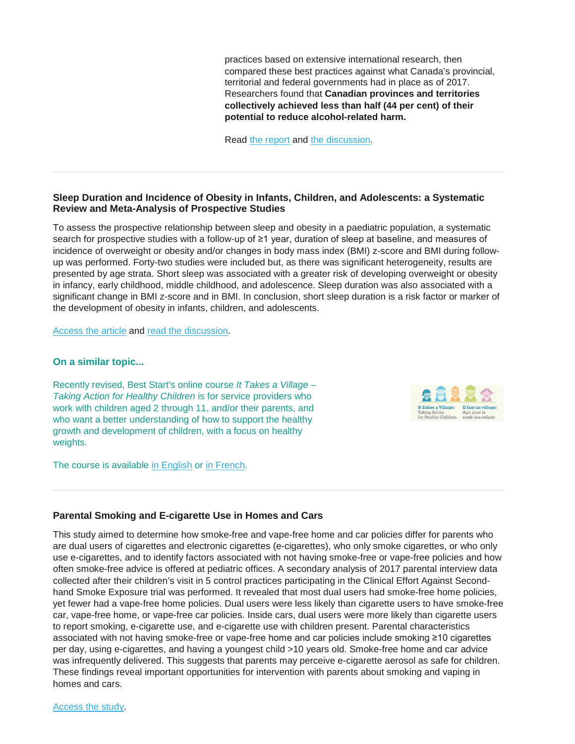practices based on extensive international research, then compared these best practices against what Canada's provincial, territorial and federal governments had in place as of 2017. Researchers found that **Canadian provinces and territories collectively achieved less than half (44 per cent) of their potential to reduce alcohol-related harm.**

Read the report and the discussion.

---

### Sleep Duration and Incidence of Obesity in Infants, Children, and Adolescents: a Systematic Review and Meta-Analysis of Prospective Studies

To assess the prospective relationship between sleep and obesity in a paediatric population, a systematic search for prospective studies with a follow-up of ≥1 year, duration of sleep at baseline, and measures of incidence of overweight or obesity and/or changes in body mass index (BMI) z-score and BMI during follow-up was performed. Forty-two studies were included but, as there was significant heterogeneity, results are presented by age strata. Short sleep was associated with a greater risk of developing overweight or obesity in infancy, early childhood, middle childhood, and adolescence. Sleep duration was also associated with a significant change in BMI z-score and in BMI. In conclusion, short sleep duration is a risk factor or marker of the development of obesity in infants, children, and adolescents.

Access the article and read the discussion.

#### On a similar topic...

Recently revised, Best Start's online course *It Takes a Village – Taking Action for Healthy Children* is for service providers who work with children aged 2 through 11, and/or their parents, and who want a better understanding of how to support the healthy growth and development of children, with a focus on healthy weights.

The course is available in English or in French.

---

### Parental Smoking and E-cigarette Use in Homes and Cars

This study aimed to determine how smoke-free and vape-free home and car policies differ for parents who are dual users of cigarettes and electronic cigarettes (e-cigarettes), who only smoke cigarettes, or who only use e-cigarettes, and to identify factors associated with not having smoke-free or vape-free policies and how often smoke-free advice is offered at pediatric offices. A secondary analysis of 2017 parental interview data collected after their children's visit in 5 control practices participating in the Clinical Effort Against Second-hand Smoke Exposure trial was performed. It revealed that most dual users had smoke-free home policies, yet fewer had a vape-free home policies. Dual users were less likely than cigarette users to have smoke-free car, vape-free home, or vape-free car policies. Inside cars, dual users were more likely than cigarette users to report smoking, e-cigarette use, and e-cigarette use with children present. Parental characteristics associated with not having smoke-free or vape-free home and car policies include smoking ≥10 cigarettes per day, using e-cigarettes, and having a youngest child >10 years old. Smoke-free home and car advice was infrequently delivered. This suggests that parents may perceive e-cigarette aerosol as safe for children. These findings reveal important opportunities for intervention with parents about smoking and vaping in homes and cars.

Access the study.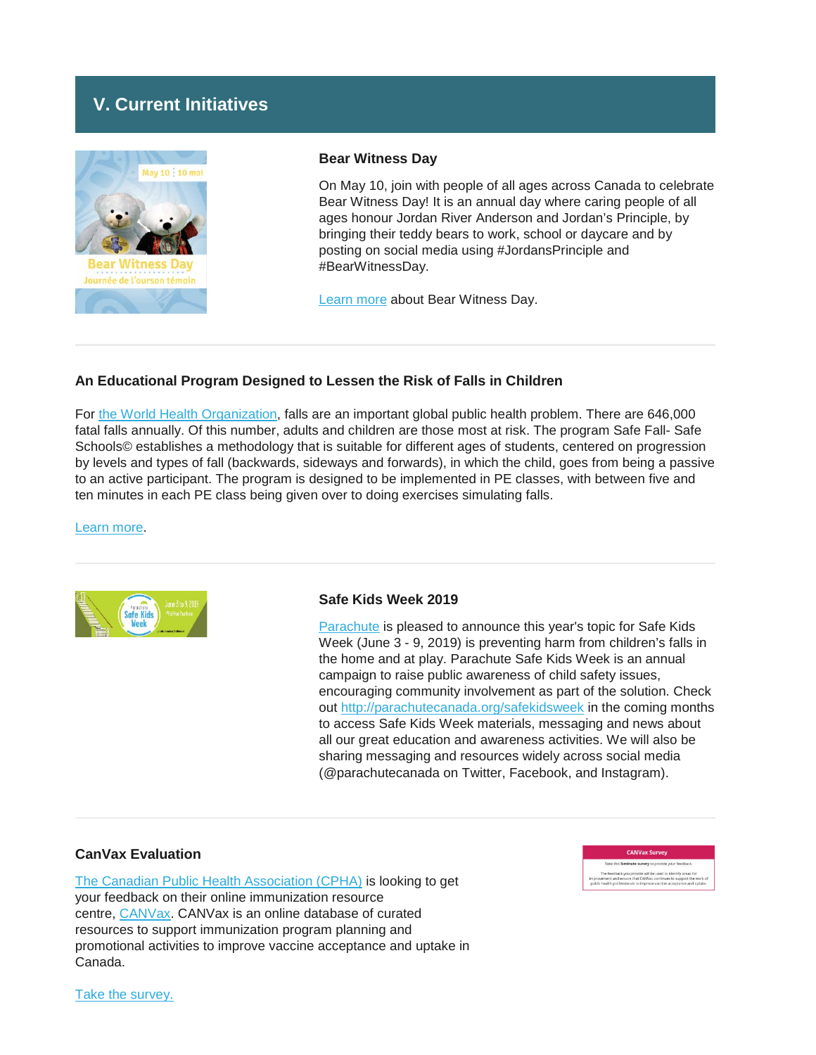## V. Current Initiatives

### Bear Witness Day

On May 10, join with people of all ages across Canada to celebrate Bear Witness Day! It is an annual day where caring people of all ages honour Jordan River Anderson and Jordan's Principle, by bringing their teddy bears to work, school or daycare and by posting on social media using #JordansPrinciple and #BearWitnessDay.

Learn more about Bear Witness Day.

---

### An Educational Program Designed to Lessen the Risk of Falls in Children

For the World Health Organization, falls are an important global public health problem. There are 646,000 fatal falls annually. Of this number, adults and children are those most at risk. The program Safe Fall- Safe Schools© establishes a methodology that is suitable for different ages of students, centered on progression by levels and types of fall (backwards, sideways and forwards), in which the child, goes from being a passive to an active participant. The program is designed to be implemented in PE classes, with between five and ten minutes in each PE class being given over to doing exercises simulating falls.

Learn more.

---

### Safe Kids Week 2019

Parachute is pleased to announce this year's topic for Safe Kids Week (June 3 - 9, 2019) is preventing harm from children's falls in the home and at play. Parachute Safe Kids Week is an annual campaign to raise public awareness of child safety issues, encouraging community involvement as part of the solution. Check out http://parachutecanada.org/safekidsweek in the coming months to access Safe Kids Week materials, messaging and news about all our great education and awareness activities. We will also be sharing messaging and resources widely across social media (@parachutecanada on Twitter, Facebook, and Instagram).

---

### CanVax Evaluation

The Canadian Public Health Association (CPHA) is looking to get your feedback on their online immunization resource centre, CANVax. CANVax is an online database of curated resources to support immunization program planning and promotional activities to improve vaccine acceptance and uptake in Canada.

Take the survey.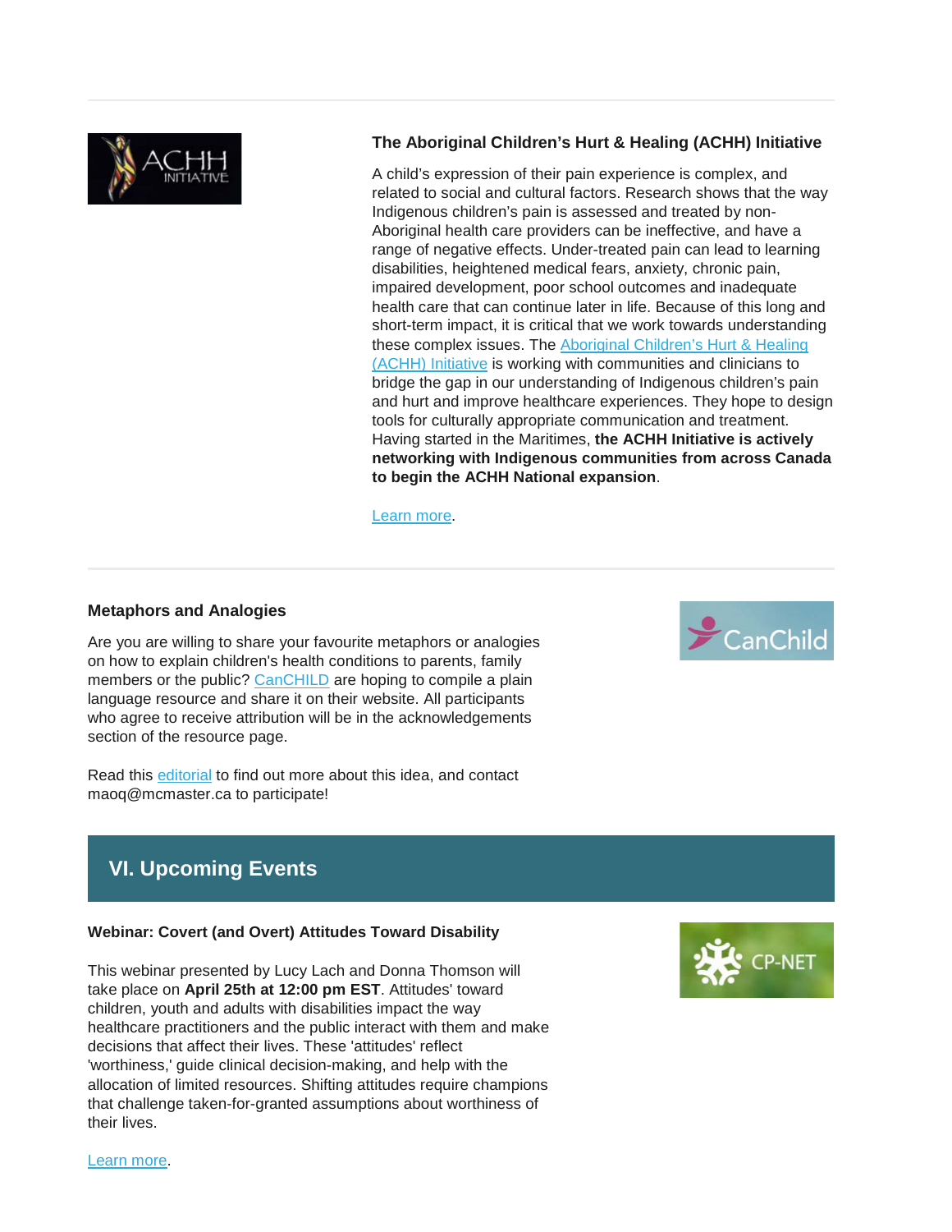### The Aboriginal Children's Hurt & Healing (ACHH) Initiative

A child's expression of their pain experience is complex, and related to social and cultural factors. Research shows that the way Indigenous children's pain is assessed and treated by non-Aboriginal health care providers can be ineffective, and have a range of negative effects. Under-treated pain can lead to learning disabilities, heightened medical fears, anxiety, chronic pain, impaired development, poor school outcomes and inadequate health care that can continue later in life. Because of this long and short-term impact, it is critical that we work towards understanding these complex issues. The Aboriginal Children's Hurt & Healing (ACHH) Initiative is working with communities and clinicians to bridge the gap in our understanding of Indigenous children's pain and hurt and improve healthcare experiences. They hope to design tools for culturally appropriate communication and treatment. Having started in the Maritimes, **the ACHH Initiative is actively networking with Indigenous communities from across Canada to begin the ACHH National expansion**.

Learn more.

### Metaphors and Analogies

Are you are willing to share your favourite metaphors or analogies on how to explain children's health conditions to parents, family members or the public? CanCHILD are hoping to compile a plain language resource and share it on their website. All participants who agree to receive attribution will be in the acknowledgements section of the resource page.

Read this editorial to find out more about this idea, and contact maoq@mcmaster.ca to participate!

## VI. Upcoming Events

### Webinar: Covert (and Overt) Attitudes Toward Disability

This webinar presented by Lucy Lach and Donna Thomson will take place on **April 25th at 12:00 pm EST**. Attitudes' toward children, youth and adults with disabilities impact the way healthcare practitioners and the public interact with them and make decisions that affect their lives. These 'attitudes' reflect 'worthiness,' guide clinical decision-making, and help with the allocation of limited resources. Shifting attitudes require champions that challenge taken-for-granted assumptions about worthiness of their lives.

Learn more.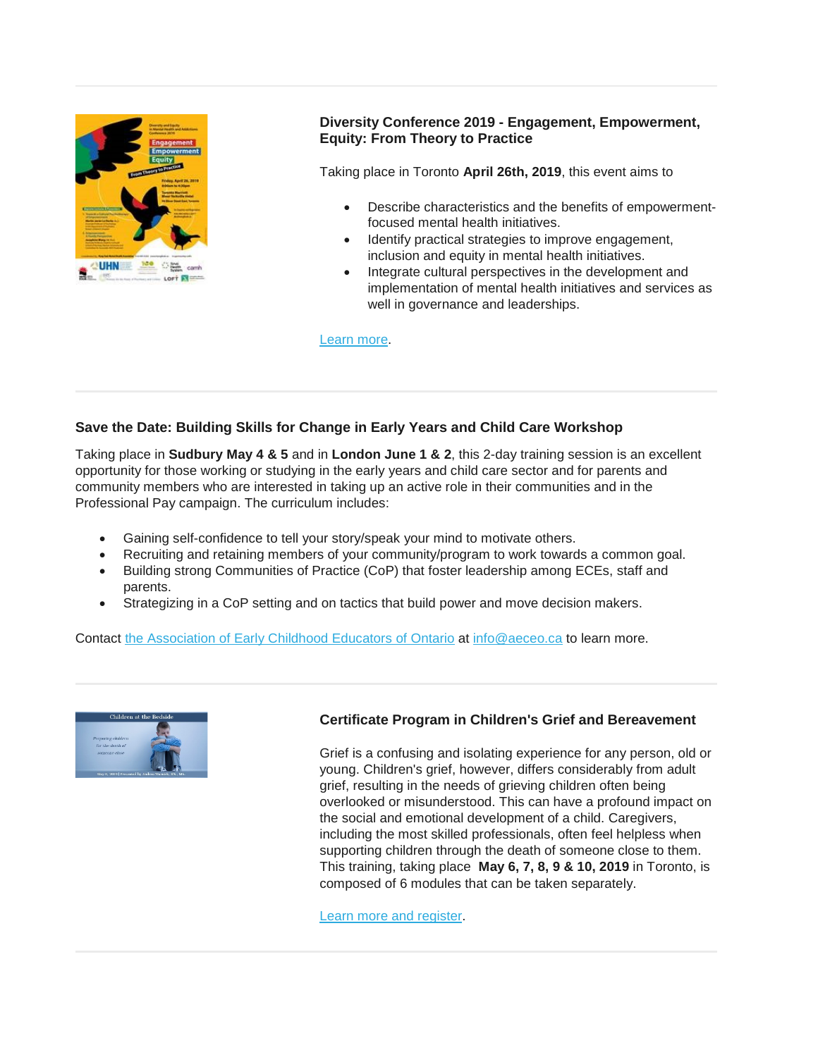### Diversity Conference 2019 - Engagement, Empowerment, Equity: From Theory to Practice

Taking place in Toronto **April 26th, 2019**, this event aims to

- Describe characteristics and the benefits of empowerment-focused mental health initiatives.
- Identify practical strategies to improve engagement, inclusion and equity in mental health initiatives.
- Integrate cultural perspectives in the development and implementation of mental health initiatives and services as well in governance and leaderships.

Learn more.

---

### Save the Date: Building Skills for Change in Early Years and Child Care Workshop

Taking place in **Sudbury May 4 & 5** and in **London June 1 & 2**, this 2-day training session is an excellent opportunity for those working or studying in the early years and child care sector and for parents and community members who are interested in taking up an active role in their communities and in the Professional Pay campaign. The curriculum includes:

- Gaining self-confidence to tell your story/speak your mind to motivate others.
- Recruiting and retaining members of your community/program to work towards a common goal.
- Building strong Communities of Practice (CoP) that foster leadership among ECEs, staff and parents.
- Strategizing in a CoP setting and on tactics that build power and move decision makers.

Contact the Association of Early Childhood Educators of Ontario at info@aeceo.ca to learn more.

---

### Certificate Program in Children's Grief and Bereavement

Grief is a confusing and isolating experience for any person, old or young. Children's grief, however, differs considerably from adult grief, resulting in the needs of grieving children often being overlooked or misunderstood. This can have a profound impact on the social and emotional development of a child. Caregivers, including the most skilled professionals, often feel helpless when supporting children through the death of someone close to them. This training, taking place **May 6, 7, 8, 9 & 10, 2019** in Toronto, is composed of 6 modules that can be taken separately.

Learn more and register.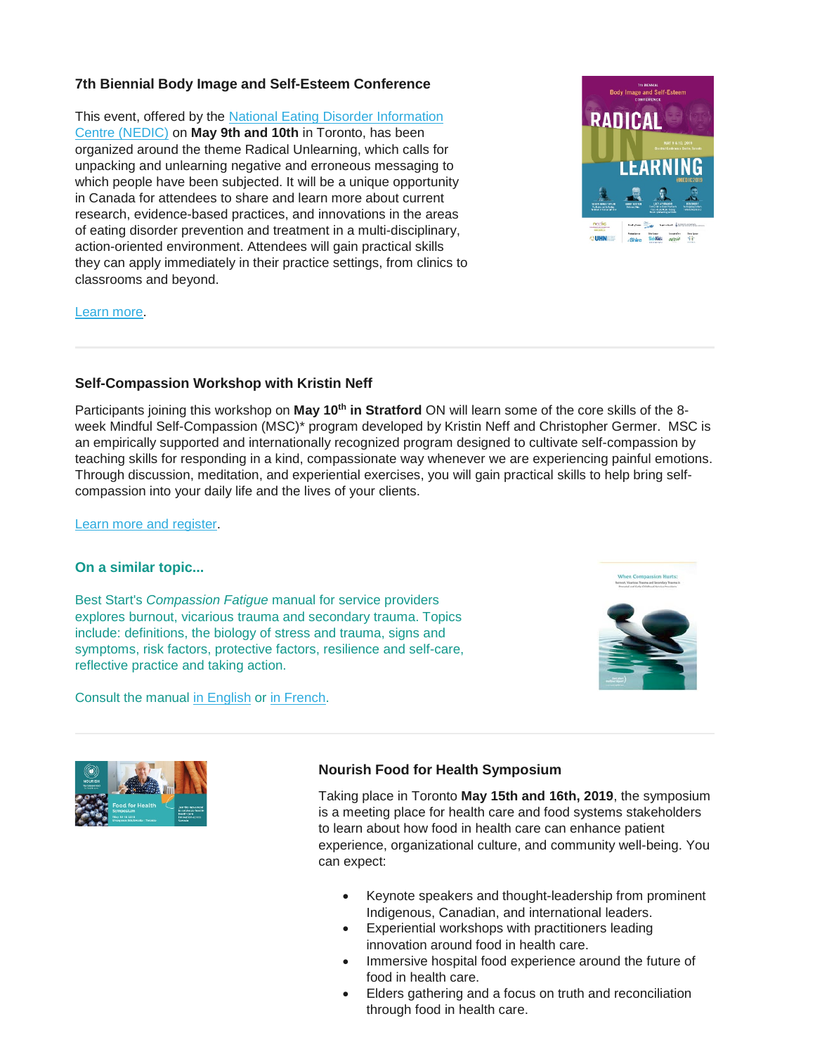### 7th Biennial Body Image and Self-Esteem Conference

This event, offered by the National Eating Disorder Information Centre (NEDIC) on **May 9th and 10th** in Toronto, has been organized around the theme Radical Unlearning, which calls for unpacking and unlearning negative and erroneous messaging to which people have been subjected. It will be a unique opportunity in Canada for attendees to share and learn more about current research, evidence-based practices, and innovations in the areas of eating disorder prevention and treatment in a multi-disciplinary, action-oriented environment. Attendees will gain practical skills they can apply immediately in their practice settings, from clinics to classrooms and beyond.

Learn more.

---

### Self-Compassion Workshop with Kristin Neff

Participants joining this workshop on **May 10th in Stratford** ON will learn some of the core skills of the 8-week Mindful Self-Compassion (MSC)* program developed by Kristin Neff and Christopher Germer. MSC is an empirically supported and internationally recognized program designed to cultivate self-compassion by teaching skills for responding in a kind, compassionate way whenever we are experiencing painful emotions. Through discussion, meditation, and experiential exercises, you will gain practical skills to help bring self-compassion into your daily life and the lives of your clients.

Learn more and register.

### On a similar topic...

Best Start's *Compassion Fatigue* manual for service providers explores burnout, vicarious trauma and secondary trauma. Topics include: definitions, the biology of stress and trauma, signs and symptoms, risk factors, protective factors, resilience and self-care, reflective practice and taking action.

Consult the manual in English or in French.

---

### Nourish Food for Health Symposium

Taking place in Toronto **May 15th and 16th, 2019**, the symposium is a meeting place for health care and food systems stakeholders to learn about how food in health care can enhance patient experience, organizational culture, and community well-being. You can expect:

- Keynote speakers and thought-leadership from prominent Indigenous, Canadian, and international leaders.
- Experiential workshops with practitioners leading innovation around food in health care.
- Immersive hospital food experience around the future of food in health care.
- Elders gathering and a focus on truth and reconciliation through food in health care.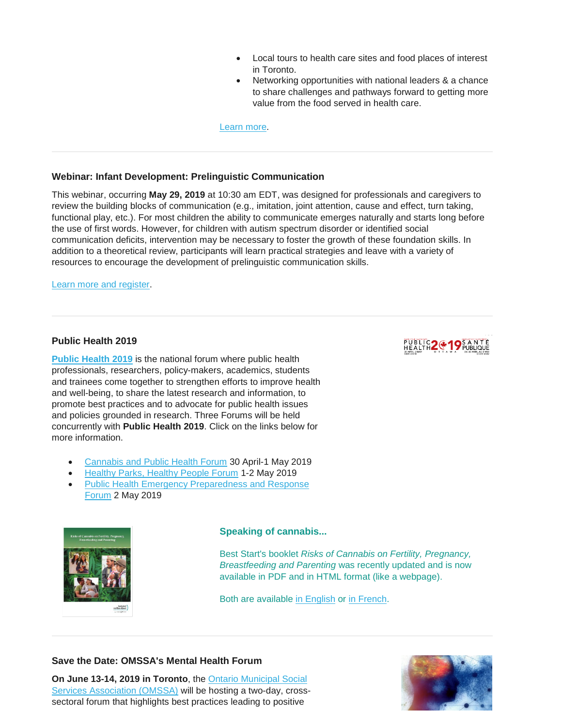- Local tours to health care sites and food places of interest in Toronto.
- Networking opportunities with national leaders & a chance to share challenges and pathways forward to getting more value from the food served in health care.

Learn more.

---

### Webinar: Infant Development: Prelinguistic Communication

This webinar, occurring **May 29, 2019** at 10:30 am EDT, was designed for professionals and caregivers to review the building blocks of communication (e.g., imitation, joint attention, cause and effect, turn taking, functional play, etc.). For most children the ability to communicate emerges naturally and starts long before the use of first words. However, for children with autism spectrum disorder or identified social communication deficits, intervention may be necessary to foster the growth of these foundation skills. In addition to a theoretical review, participants will learn practical strategies and leave with a variety of resources to encourage the development of prelinguistic communication skills.

Learn more and register.

---

### Public Health 2019

**Public Health 2019** is the national forum where public health professionals, researchers, policy-makers, academics, students and trainees come together to strengthen efforts to improve health and well-being, to share the latest research and information, to promote best practices and to advocate for public health issues and policies grounded in research. Three Forums will be held concurrently with **Public Health 2019**. Click on the links below for more information.

- Cannabis and Public Health Forum 30 April-1 May 2019
- Healthy Parks, Healthy People Forum 1-2 May 2019
- Public Health Emergency Preparedness and Response Forum 2 May 2019

### Speaking of cannabis...

Best Start's booklet *Risks of Cannabis on Fertility, Pregnancy, Breastfeeding and Parenting* was recently updated and is now available in PDF and in HTML format (like a webpage).

Both are available in English or in French.

---

### Save the Date: OMSSA's Mental Health Forum

**On June 13-14, 2019 in Toronto**, the Ontario Municipal Social Services Association (OMSSA) will be hosting a two-day, cross-sectoral forum that highlights best practices leading to positive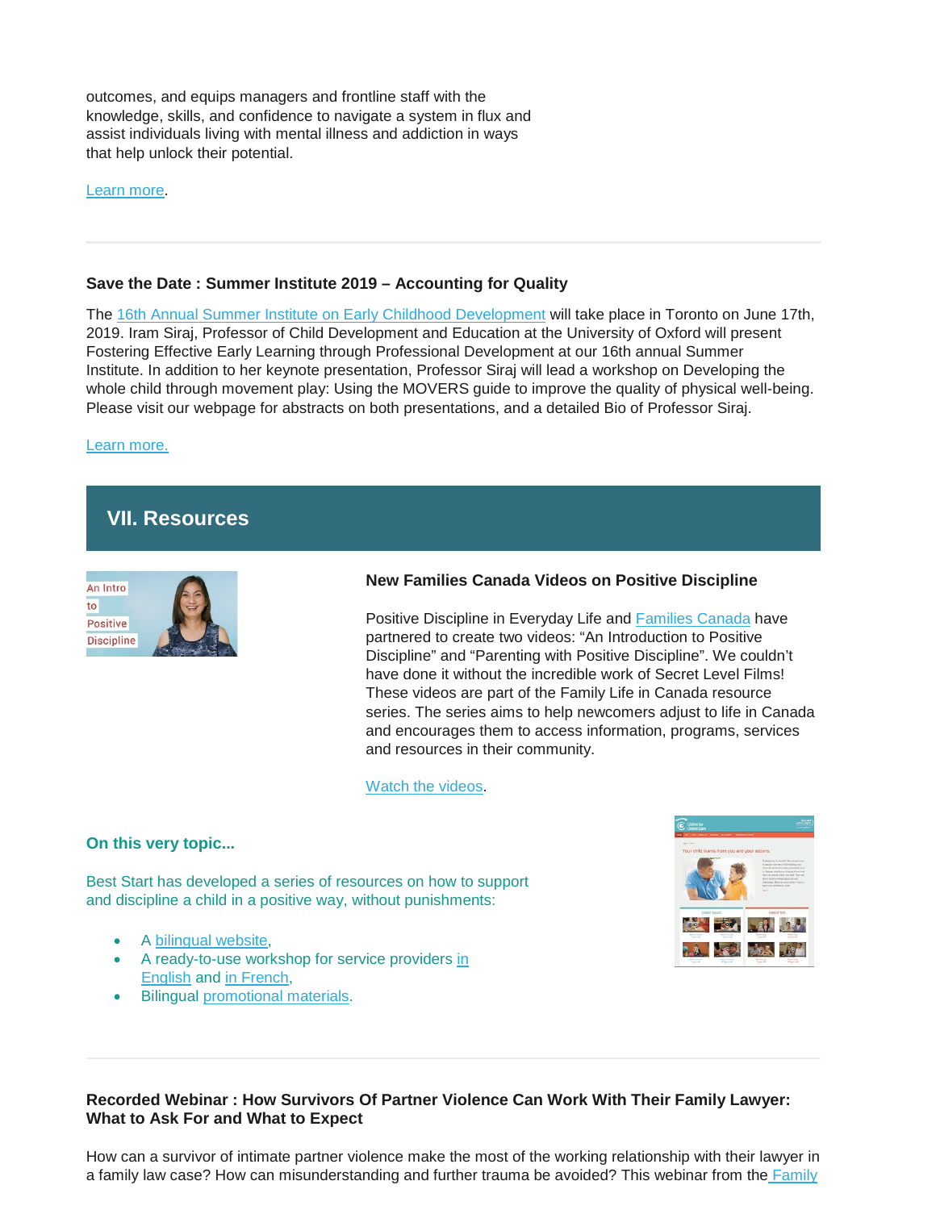outcomes, and equips managers and frontline staff with the knowledge, skills, and confidence to navigate a system in flux and assist individuals living with mental illness and addiction in ways that help unlock their potential.

Learn more.

---

### Save the Date : Summer Institute 2019 – Accounting for Quality

The 16th Annual Summer Institute on Early Childhood Development will take place in Toronto on June 17th, 2019. Iram Siraj, Professor of Child Development and Education at the University of Oxford will present Fostering Effective Early Learning through Professional Development at our 16th annual Summer Institute. In addition to her keynote presentation, Professor Siraj will lead a workshop on Developing the whole child through movement play: Using the MOVERS guide to improve the quality of physical well-being. Please visit our webpage for abstracts on both presentations, and a detailed Bio of Professor Siraj.

Learn more.

## VII. Resources

### New Families Canada Videos on Positive Discipline

Positive Discipline in Everyday Life and Families Canada have partnered to create two videos: "An Introduction to Positive Discipline" and "Parenting with Positive Discipline". We couldn't have done it without the incredible work of Secret Level Films! These videos are part of the Family Life in Canada resource series. The series aims to help newcomers adjust to life in Canada and encourages them to access information, programs, services and resources in their community.

Watch the videos.

**On this very topic...**

Best Start has developed a series of resources on how to support and discipline a child in a positive way, without punishments:

- A bilingual website,
- A ready-to-use workshop for service providers in English and in French,
- Bilingual promotional materials.

---

### Recorded Webinar : How Survivors Of Partner Violence Can Work With Their Family Lawyer: What to Ask For and What to Expect

How can a survivor of intimate partner violence make the most of the working relationship with their lawyer in a family law case? How can misunderstanding and further trauma be avoided? This webinar from the Family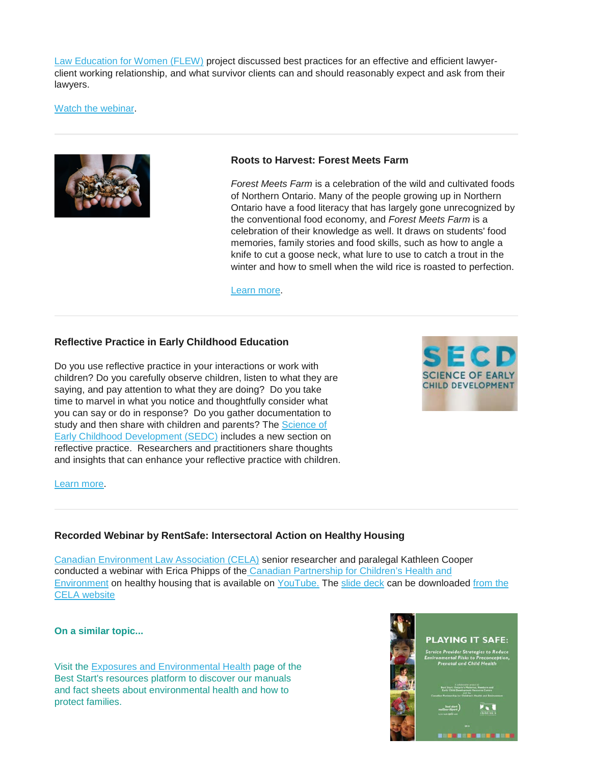Law Education for Women (FLEW) project discussed best practices for an effective and efficient lawyer-client working relationship, and what survivor clients can and should reasonably expect and ask from their lawyers.

Watch the webinar.

---

### Roots to Harvest: Forest Meets Farm

*Forest Meets Farm* is a celebration of the wild and cultivated foods of Northern Ontario. Many of the people growing up in Northern Ontario have a food literacy that has largely gone unrecognized by the conventional food economy, and *Forest Meets Farm* is a celebration of their knowledge as well. It draws on students' food memories, family stories and food skills, such as how to angle a knife to cut a goose neck, what lure to use to catch a trout in the winter and how to smell when the wild rice is roasted to perfection.

Learn more.

---

### Reflective Practice in Early Childhood Education

Do you use reflective practice in your interactions or work with children? Do you carefully observe children, listen to what they are saying, and pay attention to what they are doing? Do you take time to marvel in what you notice and thoughtfully consider what you can say or do in response? Do you gather documentation to study and then share with children and parents? The Science of Early Childhood Development (SEDC) includes a new section on reflective practice. Researchers and practitioners share thoughts and insights that can enhance your reflective practice with children.

Learn more.

---

### Recorded Webinar by RentSafe: Intersectoral Action on Healthy Housing

Canadian Environment Law Association (CELA) senior researcher and paralegal Kathleen Cooper conducted a webinar with Erica Phipps of the Canadian Partnership for Children's Health and Environment on healthy housing that is available on YouTube. The slide deck can be downloaded from the CELA website

**On a similar topic...**

Visit the Exposures and Environmental Health page of the Best Start's resources platform to discover our manuals and fact sheets about environmental health and how to protect families.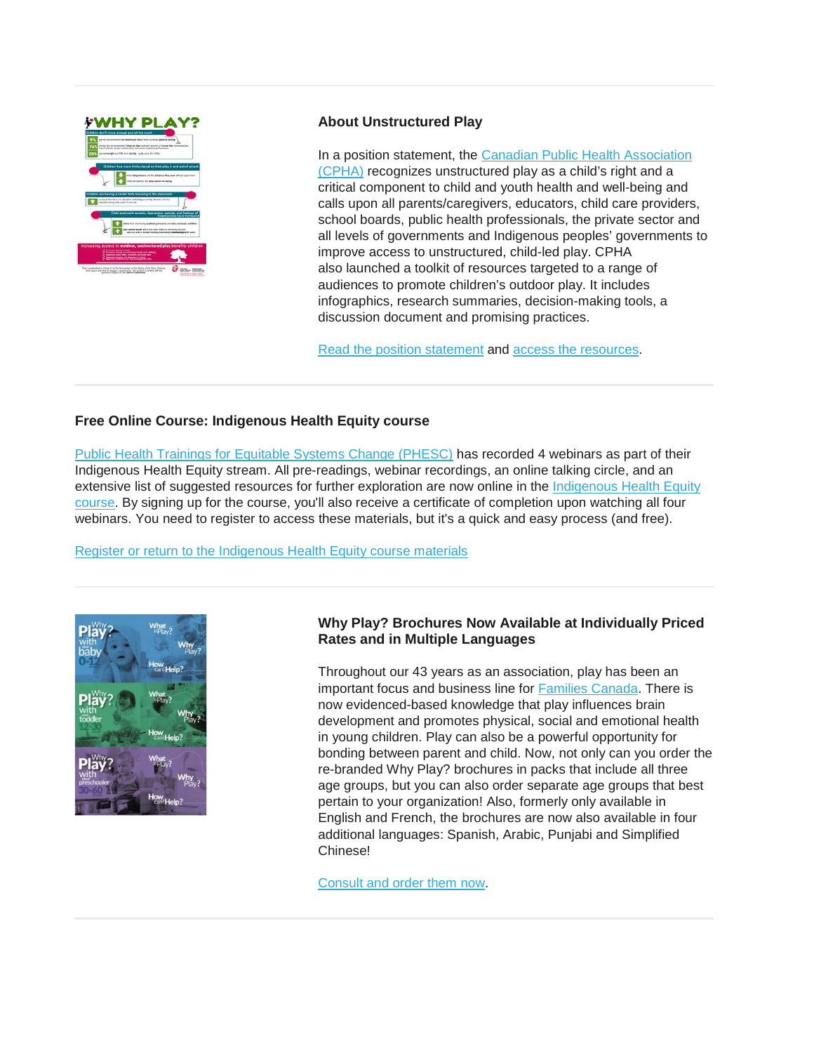### About Unstructured Play

In a position statement, the Canadian Public Health Association (CPHA) recognizes unstructured play as a child's right and a critical component to child and youth health and well-being and calls upon all parents/caregivers, educators, child care providers, school boards, public health professionals, the private sector and all levels of governments and Indigenous peoples' governments to improve access to unstructured, child-led play. CPHA also launched a toolkit of resources targeted to a range of audiences to promote children's outdoor play. It includes infographics, research summaries, decision-making tools, a discussion document and promising practices.

Read the position statement and access the resources.

---

### Free Online Course: Indigenous Health Equity course

Public Health Trainings for Equitable Systems Change (PHESC) has recorded 4 webinars as part of their Indigenous Health Equity stream. All pre-readings, webinar recordings, an online talking circle, and an extensive list of suggested resources for further exploration are now online in the Indigenous Health Equity course. By signing up for the course, you'll also receive a certificate of completion upon watching all four webinars. You need to register to access these materials, but it's a quick and easy process (and free).

Register or return to the Indigenous Health Equity course materials

---

### Why Play? Brochures Now Available at Individually Priced Rates and in Multiple Languages

Throughout our 43 years as an association, play has been an important focus and business line for Families Canada. There is now evidenced-based knowledge that play influences brain development and promotes physical, social and emotional health in young children. Play can also be a powerful opportunity for bonding between parent and child. Now, not only can you order the re-branded Why Play? brochures in packs that include all three age groups, but you can also order separate age groups that best pertain to your organization! Also, formerly only available in English and French, the brochures are now also available in four additional languages: Spanish, Arabic, Punjabi and Simplified Chinese!

Consult and order them now.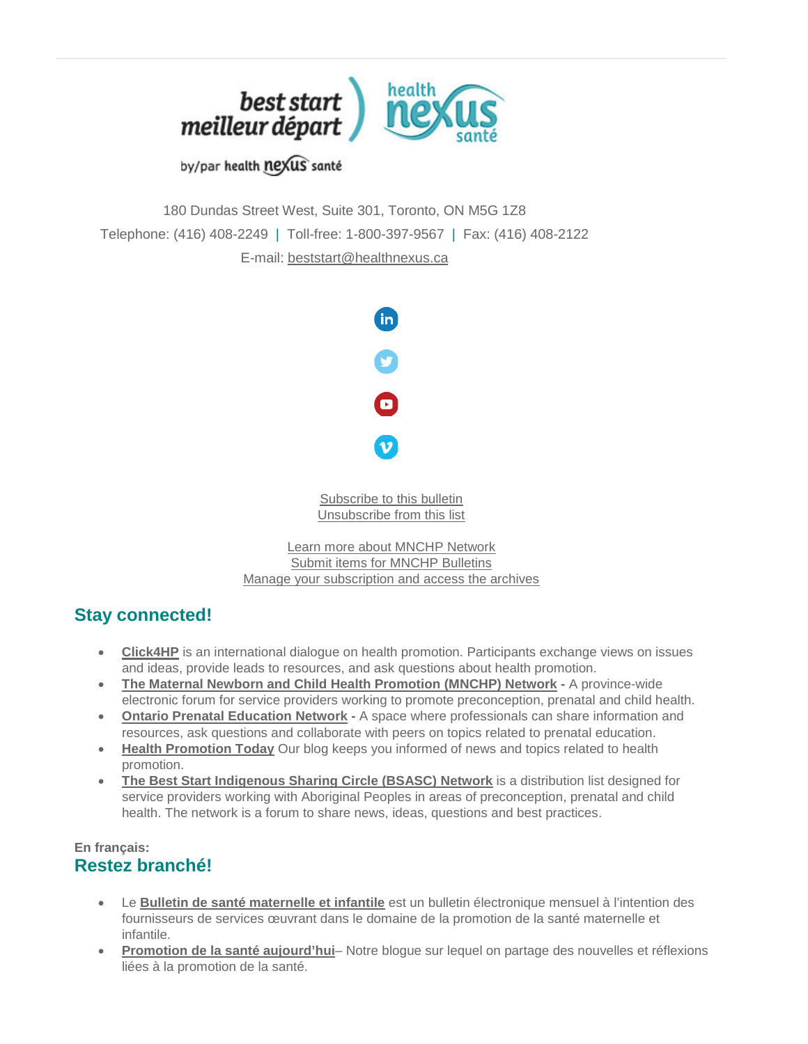best start meilleur départ by/par health nexus santé

health nexus santé

180 Dundas Street West, Suite 301, Toronto, ON M5G 1Z8

Telephone: (416) 408-2249 | Toll-free: 1-800-397-9567 | Fax: (416) 408-2122

E-mail: beststart@healthnexus.ca

Subscribe to this bulletin
Unsubscribe from this list

Learn more about MNCHP Network
Submit items for MNCHP Bulletins
Manage your subscription and access the archives

## Stay connected!

- **Click4HP** is an international dialogue on health promotion. Participants exchange views on issues and ideas, provide leads to resources, and ask questions about health promotion.
- **The Maternal Newborn and Child Health Promotion (MNCHP) Network -** A province-wide electronic forum for service providers working to promote preconception, prenatal and child health.
- **Ontario Prenatal Education Network -** A space where professionals can share information and resources, ask questions and collaborate with peers on topics related to prenatal education.
- **Health Promotion Today** Our blog keeps you informed of news and topics related to health promotion.
- **The Best Start Indigenous Sharing Circle (BSASC) Network** is a distribution list designed for service providers working with Aboriginal Peoples in areas of preconception, prenatal and child health. The network is a forum to share news, ideas, questions and best practices.

**En français:**

## Restez branché!

- Le **Bulletin de santé maternelle et infantile** est un bulletin électronique mensuel à l'intention des fournisseurs de services œuvrant dans le domaine de la promotion de la santé maternelle et infantile.
- **Promotion de la santé aujourd'hui**– Notre blogue sur lequel on partage des nouvelles et réflexions liées à la promotion de la santé.